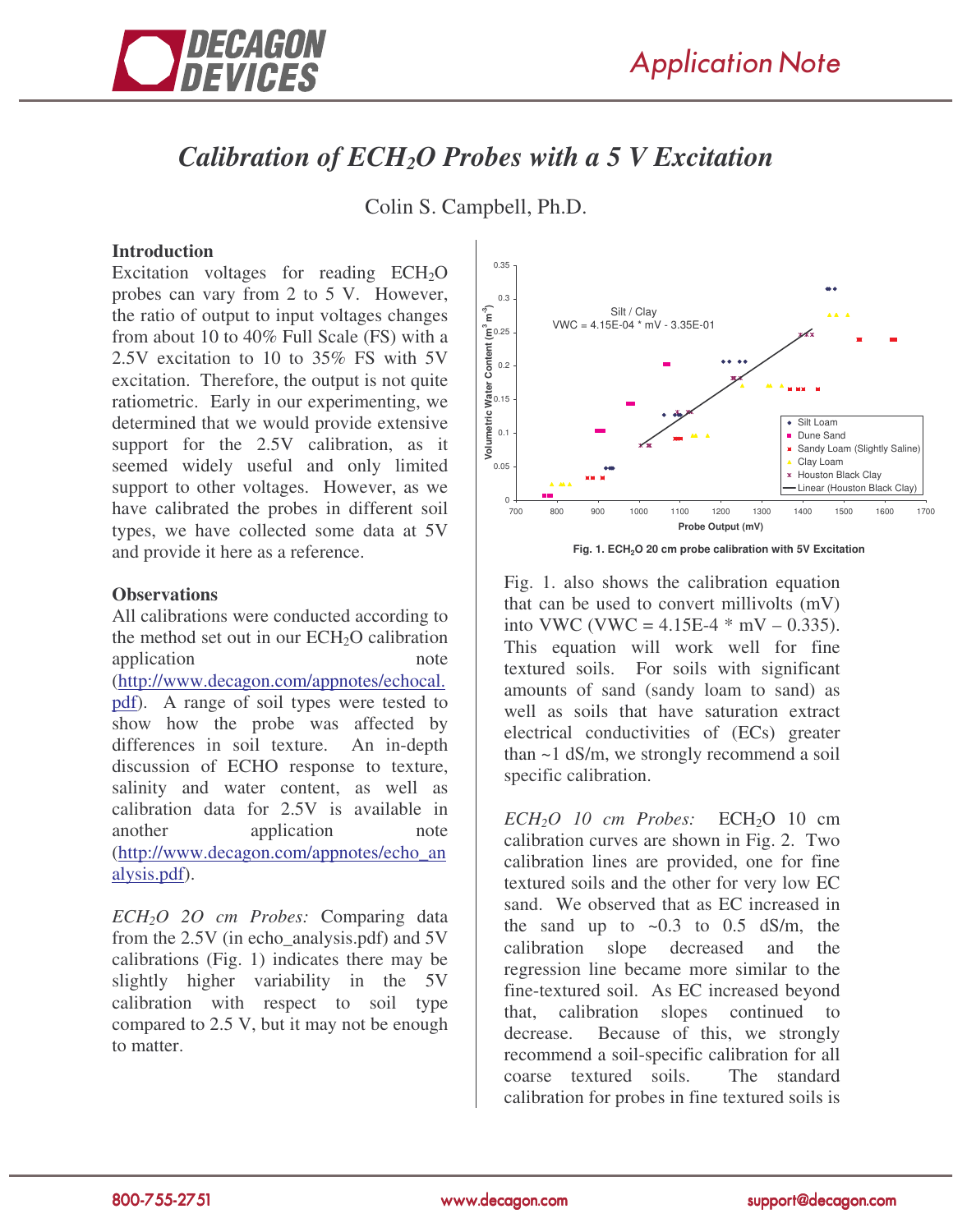# Calibration of $ECH_2O$ Probes with a 5 V Excitation

Colin S. Campbell, Ph.D.

## Introduction

Excitation voltages for reading $ECH_2O$ probes can vary from 2 to 5 V. However, the ratio of output to input voltages changes from about 10 to 40% Full Scale (FS) with a 2.5V excitation to 10 to 35% FS with 5V excitation. Therefore, the output is not quite ratiometric. Early in our experimenting, we determined that we would provide extensive support for the 2.5V calibration, as it seemed widely useful and only limited support to other voltages. However, as we have calibrated the probes in different soil types, we have collected some data at 5V and provide it here as a reference.

## Observations

All calibrations were conducted according to the method set out in our $ECH_2O$ calibration application note (http://www.decagon.com/appnotes/echocal.pdf). A range of soil types were tested to show how the probe was affected by differences in soil texture. An in-depth discussion of ECHO response to texture, salinity and water content, as well as calibration data for 2.5V is available in another application note (http://www.decagon.com/appnotes/echo_analysis.pdf).

*$ECH_2O$ 20 cm Probes:* Comparing data from the 2.5V (in echo_analysis.pdf) and 5V calibrations (Fig. 1) indicates there may be slightly higher variability in the 5V calibration with respect to soil type compared to 2.5 V, but it may not be enough to matter.

Fig. 1. $ECH_2O$ 20 cm probe calibration with 5V Excitation

Fig. 1. also shows the calibration equation that can be used to convert millivolts (mV) into VWC (VWC = 4.15E-4 * mV – 0.335). This equation will work well for fine textured soils. For soils with significant amounts of sand (sandy loam to sand) as well as soils that have saturation extract electrical conductivities of (ECs) greater than ~1 dS/m, we strongly recommend a soil specific calibration.

*$ECH_2O$ 10 cm Probes:* $ECH_2O$ 10 cm calibration curves are shown in Fig. 2. Two calibration lines are provided, one for fine textured soils and the other for very low EC sand. We observed that as EC increased in the sand up to ~0.3 to 0.5 dS/m, the calibration slope decreased and the regression line became more similar to the fine-textured soil. As EC increased beyond that, calibration slopes continued to decrease. Because of this, we strongly recommend a soil-specific calibration for all coarse textured soils. The standard calibration for probes in fine textured soils is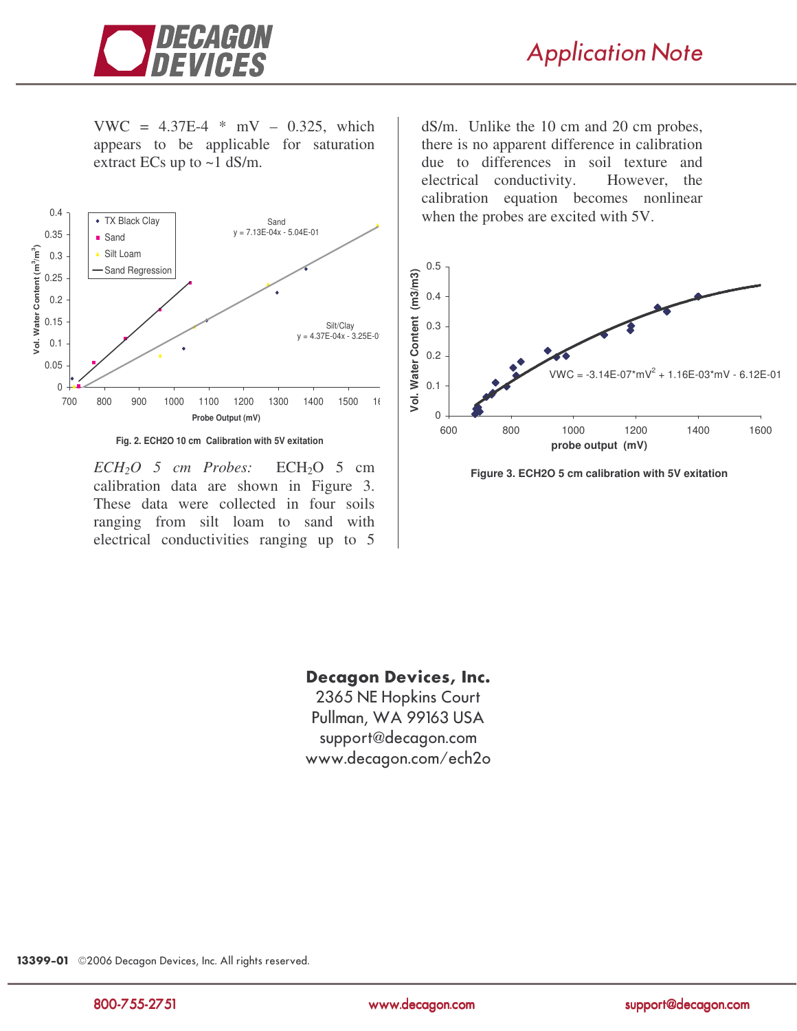VWC = 4.37E-4 * mV – 0.325, which appears to be applicable for saturation extract ECs up to ~1 dS/m.

0.4
0.35
0.3
0.25
0.2
0.15
0.1
0.05
0

Vol. Water Content ($m^3/m^3$)

700 800 900 1000 1100 1200 1300 1400 1500 16

Probe Output (mV)

TX Black Clay
Sand
Silt Loam
Sand Regression

Sand
y = 7.13E-04x - 5.04E-01

Silt/Clay
y = 4.37E-04x - 3.25E-0

**Fig. 2. ECH2O 10 cm Calibration with 5V exitation**

*$ECH_2O$ 5 cm Probes:* $ECH_2O$ 5 cm calibration data are shown in Figure 3. These data were collected in four soils ranging from silt loam to sand with electrical conductivities ranging up to 5 dS/m. Unlike the 10 cm and 20 cm probes, there is no apparent difference in calibration due to differences in soil texture and electrical conductivity. However, the calibration equation becomes nonlinear when the probes are excited with 5V.

0.5
0.4
0.3
0.2
0.1
0

Vol. Water Content (m3/m3)

600 800 1000 1200 1400 1600

probe output (mV)

VWC = $-3.14E-07*mV^2 + 1.16E-03*mV - 6.12E-01$

**Figure 3. ECH2O 5 cm calibration with 5V exitation**

**Decagon Devices, Inc.**
2365 NE Hopkins Court
Pullman, WA 99163 USA
support@decagon.com
www.decagon.com/ech2o

**13399-01** ©2006 Decagon Devices, Inc. All rights reserved.